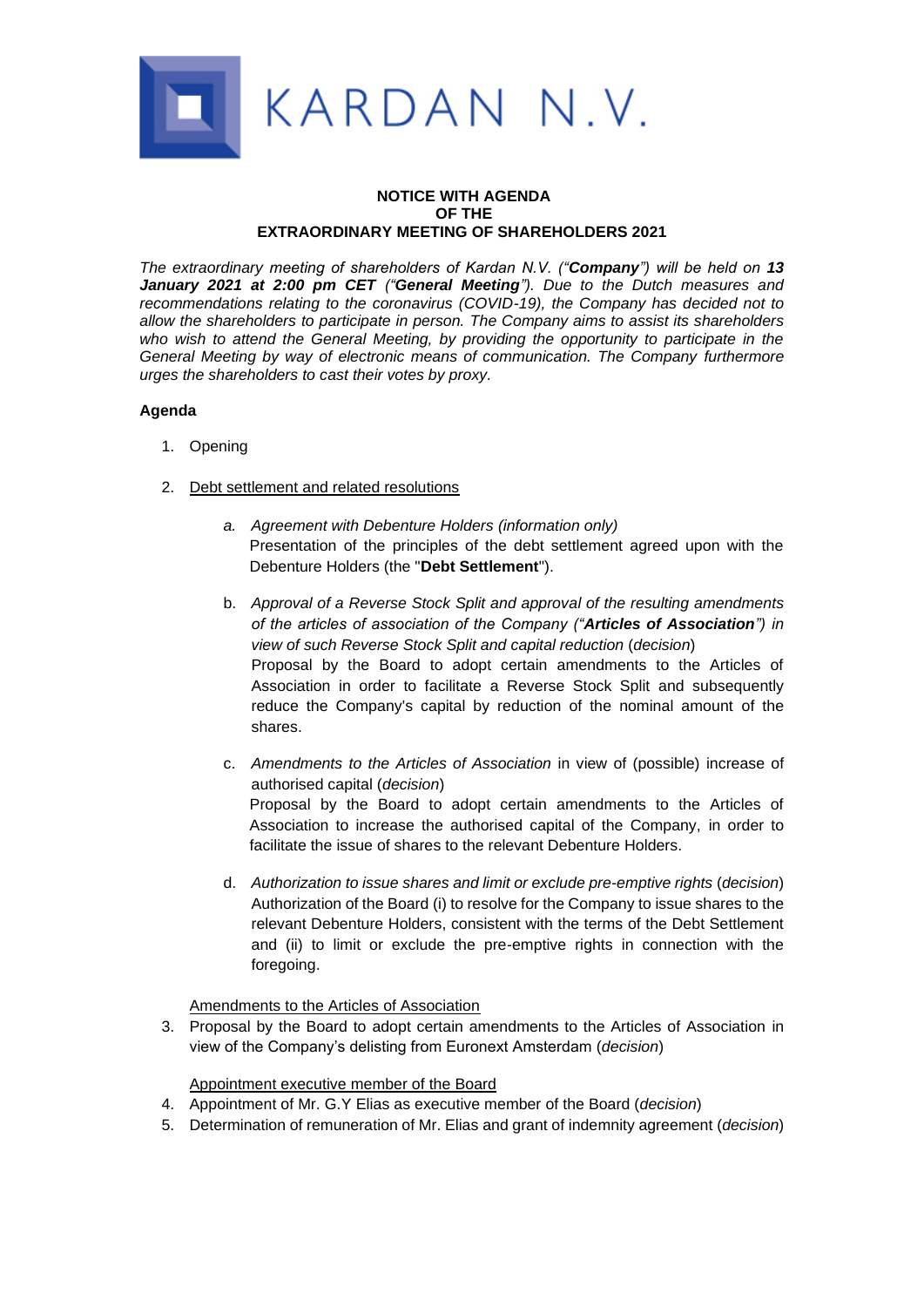KARDAN N.V.

# NOTICE WITH AGENDA OF THE EXTRAORDINARY MEETING OF SHAREHOLDERS 2021

*The extraordinary meeting of shareholders of Kardan N.V. ("**Company**") will be held on **13 January 2021 at 2:00 pm CET** ("**General Meeting**"). Due to the Dutch measures and recommendations relating to the coronavirus (COVID-19), the Company has decided not to allow the shareholders to participate in person. The Company aims to assist its shareholders who wish to attend the General Meeting, by providing the opportunity to participate in the General Meeting by way of electronic means of communication. The Company furthermore urges the shareholders to cast their votes by proxy.*

**Agenda**

1. Opening

2. Debt settlement and related resolutions

   a. *Agreement with Debenture Holders (information only)*
   Presentation of the principles of the debt settlement agreed upon with the Debenture Holders (the "**Debt Settlement**").

   b. *Approval of a Reverse Stock Split and approval of the resulting amendments of the articles of association of the Company ("**Articles of Association**") in view of such Reverse Stock Split and capital reduction* (*decision*)
   Proposal by the Board to adopt certain amendments to the Articles of Association in order to facilitate a Reverse Stock Split and subsequently reduce the Company's capital by reduction of the nominal amount of the shares.

   c. *Amendments to the Articles of Association* in view of (possible) increase of authorised capital (*decision*)
   Proposal by the Board to adopt certain amendments to the Articles of Association to increase the authorised capital of the Company, in order to facilitate the issue of shares to the relevant Debenture Holders.

   d. *Authorization to issue shares and limit or exclude pre-emptive rights* (*decision*)
   Authorization of the Board (i) to resolve for the Company to issue shares to the relevant Debenture Holders, consistent with the terms of the Debt Settlement and (ii) to limit or exclude the pre-emptive rights in connection with the foregoing.

Amendments to the Articles of Association

3. Proposal by the Board to adopt certain amendments to the Articles of Association in view of the Company's delisting from Euronext Amsterdam (*decision*)

Appointment executive member of the Board

4. Appointment of Mr. G.Y Elias as executive member of the Board (*decision*)
5. Determination of remuneration of Mr. Elias and grant of indemnity agreement (*decision*)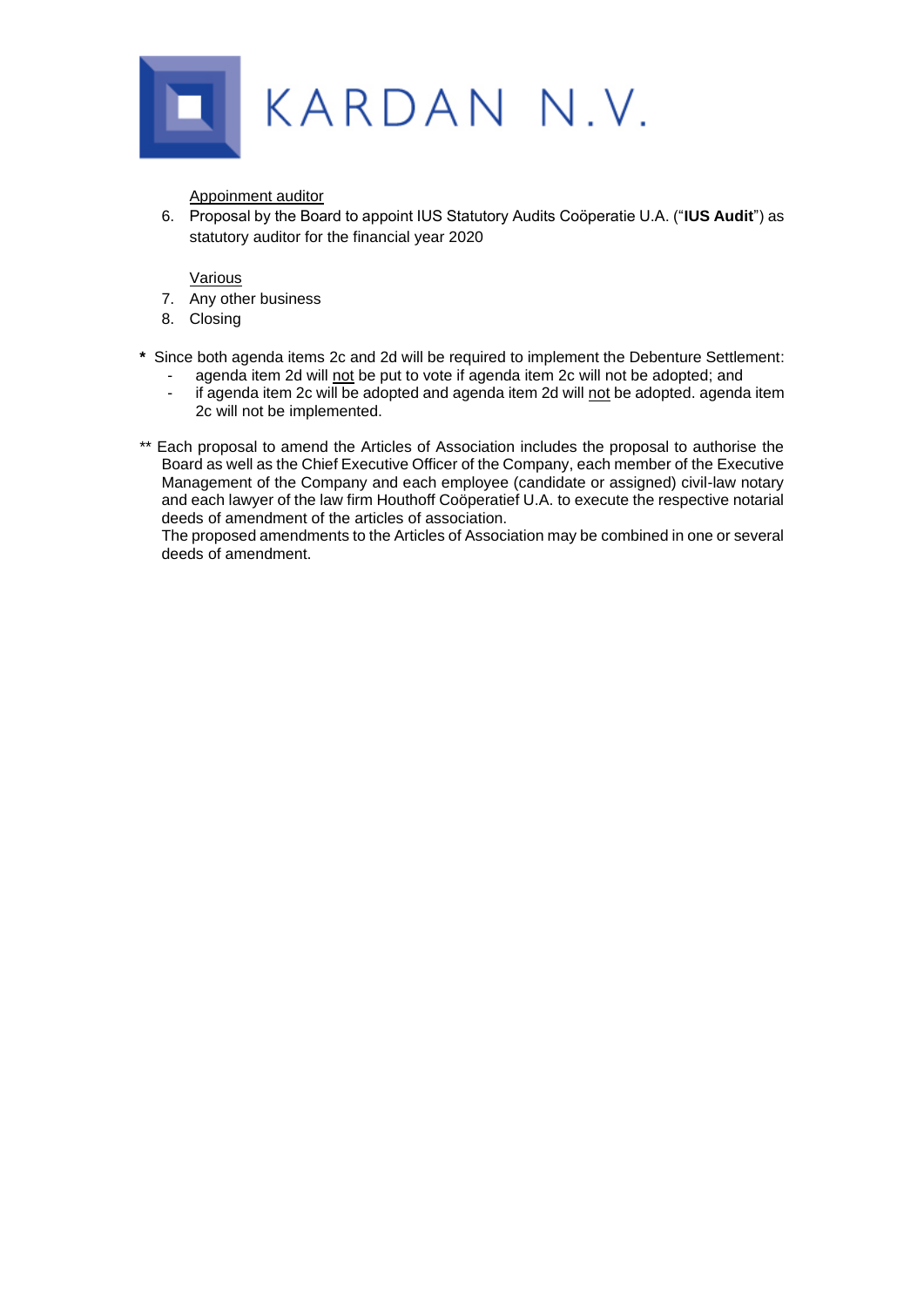Appoinment auditor

6. Proposal by the Board to appoint IUS Statutory Audits Coöperatie U.A. ("**IUS Audit**") as statutory auditor for the financial year 2020

Various

7. Any other business
8. Closing

**\*** Since both agenda items 2c and 2d will be required to implement the Debenture Settlement:

- agenda item 2d will not be put to vote if agenda item 2c will not be adopted; and
- if agenda item 2c will be adopted and agenda item 2d will not be adopted. agenda item 2c will not be implemented.

** Each proposal to amend the Articles of Association includes the proposal to authorise the Board as well as the Chief Executive Officer of the Company, each member of the Executive Management of the Company and each employee (candidate or assigned) civil-law notary and each lawyer of the law firm Houthoff Coöperatief U.A. to execute the respective notarial deeds of amendment of the articles of association.
The proposed amendments to the Articles of Association may be combined in one or several deeds of amendment.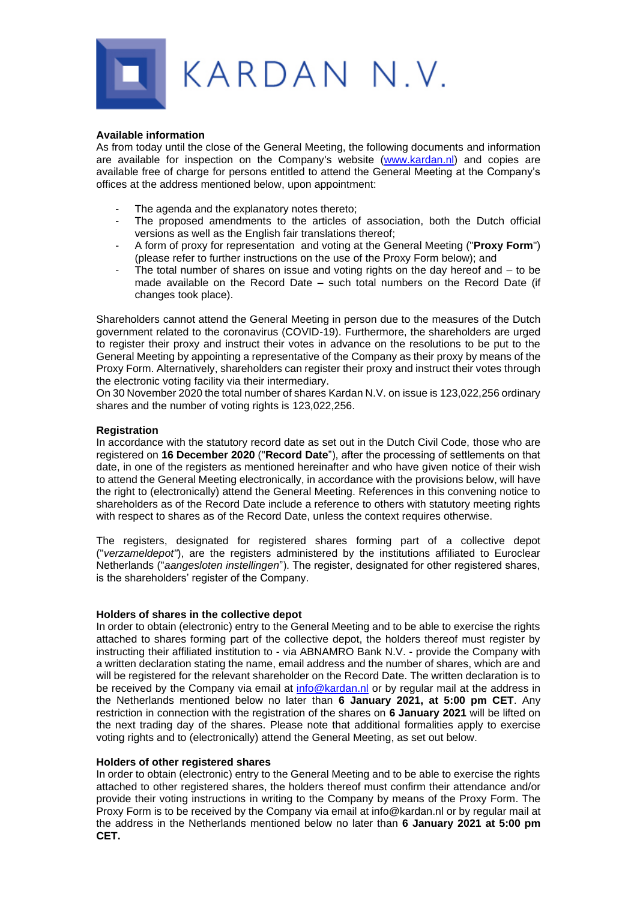KARDAN N.V.

**Available information**

As from today until the close of the General Meeting, the following documents and information are available for inspection on the Company's website (www.kardan.nl) and copies are available free of charge for persons entitled to attend the General Meeting at the Company's offices at the address mentioned below, upon appointment:

- The agenda and the explanatory notes thereto;
- The proposed amendments to the articles of association, both the Dutch official versions as well as the English fair translations thereof;
- A form of proxy for representation and voting at the General Meeting ("**Proxy Form**") (please refer to further instructions on the use of the Proxy Form below); and
- The total number of shares on issue and voting rights on the day hereof and – to be made available on the Record Date – such total numbers on the Record Date (if changes took place).

Shareholders cannot attend the General Meeting in person due to the measures of the Dutch government related to the coronavirus (COVID-19). Furthermore, the shareholders are urged to register their proxy and instruct their votes in advance on the resolutions to be put to the General Meeting by appointing a representative of the Company as their proxy by means of the Proxy Form. Alternatively, shareholders can register their proxy and instruct their votes through the electronic voting facility via their intermediary.

On 30 November 2020 the total number of shares Kardan N.V. on issue is 123,022,256 ordinary shares and the number of voting rights is 123,022,256.

**Registration**

In accordance with the statutory record date as set out in the Dutch Civil Code, those who are registered on **16 December 2020** ("**Record Date**"), after the processing of settlements on that date, in one of the registers as mentioned hereinafter and who have given notice of their wish to attend the General Meeting electronically, in accordance with the provisions below, will have the right to (electronically) attend the General Meeting. References in this convening notice to shareholders as of the Record Date include a reference to others with statutory meeting rights with respect to shares as of the Record Date, unless the context requires otherwise.

The registers, designated for registered shares forming part of a collective depot ("*verzameldepot*"), are the registers administered by the institutions affiliated to Euroclear Netherlands ("*aangesloten instellingen*"). The register, designated for other registered shares, is the shareholders' register of the Company.

**Holders of shares in the collective depot**

In order to obtain (electronic) entry to the General Meeting and to be able to exercise the rights attached to shares forming part of the collective depot, the holders thereof must register by instructing their affiliated institution to - via ABNAMRO Bank N.V. - provide the Company with a written declaration stating the name, email address and the number of shares, which are and will be registered for the relevant shareholder on the Record Date. The written declaration is to be received by the Company via email at info@kardan.nl or by regular mail at the address in the Netherlands mentioned below no later than **6 January 2021, at 5:00 pm CET**. Any restriction in connection with the registration of the shares on **6 January 2021** will be lifted on the next trading day of the shares. Please note that additional formalities apply to exercise voting rights and to (electronically) attend the General Meeting, as set out below.

**Holders of other registered shares**

In order to obtain (electronic) entry to the General Meeting and to be able to exercise the rights attached to other registered shares, the holders thereof must confirm their attendance and/or provide their voting instructions in writing to the Company by means of the Proxy Form. The Proxy Form is to be received by the Company via email at info@kardan.nl or by regular mail at the address in the Netherlands mentioned below no later than **6 January 2021 at 5:00 pm CET.**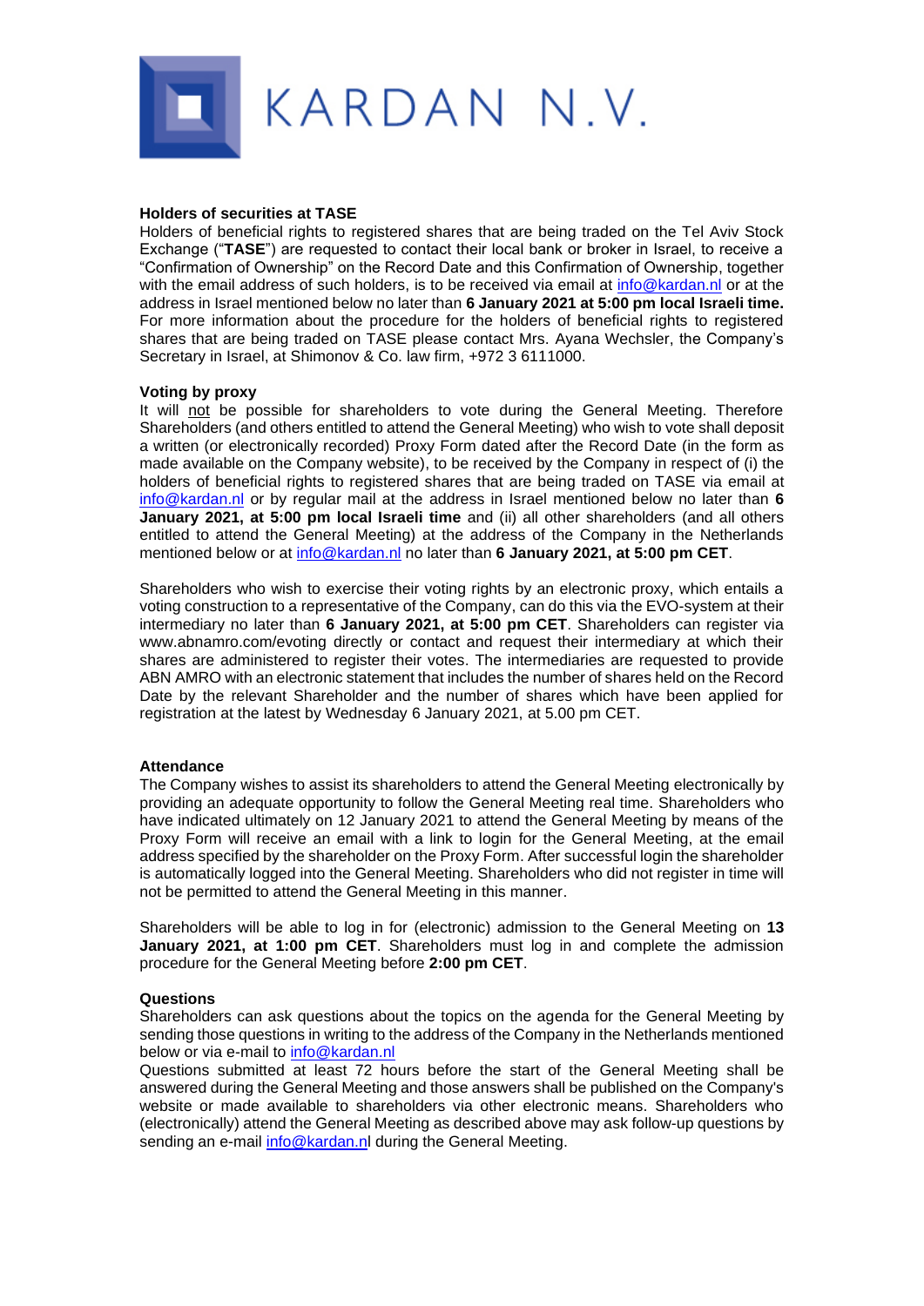KARDAN N.V.

**Holders of securities at TASE**
Holders of beneficial rights to registered shares that are being traded on the Tel Aviv Stock Exchange ("**TASE**") are requested to contact their local bank or broker in Israel, to receive a "Confirmation of Ownership" on the Record Date and this Confirmation of Ownership, together with the email address of such holders, is to be received via email at info@kardan.nl or at the address in Israel mentioned below no later than **6 January 2021 at 5:00 pm local Israeli time.** For more information about the procedure for the holders of beneficial rights to registered shares that are being traded on TASE please contact Mrs. Ayana Wechsler, the Company's Secretary in Israel, at Shimonov & Co. law firm, +972 3 6111000.

**Voting by proxy**
It will not be possible for shareholders to vote during the General Meeting. Therefore Shareholders (and others entitled to attend the General Meeting) who wish to vote shall deposit a written (or electronically recorded) Proxy Form dated after the Record Date (in the form as made available on the Company website), to be received by the Company in respect of (i) the holders of beneficial rights to registered shares that are being traded on TASE via email at info@kardan.nl or by regular mail at the address in Israel mentioned below no later than **6 January 2021, at 5:00 pm local Israeli time** and (ii) all other shareholders (and all others entitled to attend the General Meeting) at the address of the Company in the Netherlands mentioned below or at info@kardan.nl no later than **6 January 2021, at 5:00 pm CET**.

Shareholders who wish to exercise their voting rights by an electronic proxy, which entails a voting construction to a representative of the Company, can do this via the EVO-system at their intermediary no later than **6 January 2021, at 5:00 pm CET**. Shareholders can register via www.abnamro.com/evoting directly or contact and request their intermediary at which their shares are administered to register their votes. The intermediaries are requested to provide ABN AMRO with an electronic statement that includes the number of shares held on the Record Date by the relevant Shareholder and the number of shares which have been applied for registration at the latest by Wednesday 6 January 2021, at 5.00 pm CET.

**Attendance**
The Company wishes to assist its shareholders to attend the General Meeting electronically by providing an adequate opportunity to follow the General Meeting real time. Shareholders who have indicated ultimately on 12 January 2021 to attend the General Meeting by means of the Proxy Form will receive an email with a link to login for the General Meeting, at the email address specified by the shareholder on the Proxy Form. After successful login the shareholder is automatically logged into the General Meeting. Shareholders who did not register in time will not be permitted to attend the General Meeting in this manner.

Shareholders will be able to log in for (electronic) admission to the General Meeting on **13 January 2021, at 1:00 pm CET**. Shareholders must log in and complete the admission procedure for the General Meeting before **2:00 pm CET**.

**Questions**
Shareholders can ask questions about the topics on the agenda for the General Meeting by sending those questions in writing to the address of the Company in the Netherlands mentioned below or via e-mail to info@kardan.nl
Questions submitted at least 72 hours before the start of the General Meeting shall be answered during the General Meeting and those answers shall be published on the Company's website or made available to shareholders via other electronic means. Shareholders who (electronically) attend the General Meeting as described above may ask follow-up questions by sending an e-mail info@kardan.nl during the General Meeting.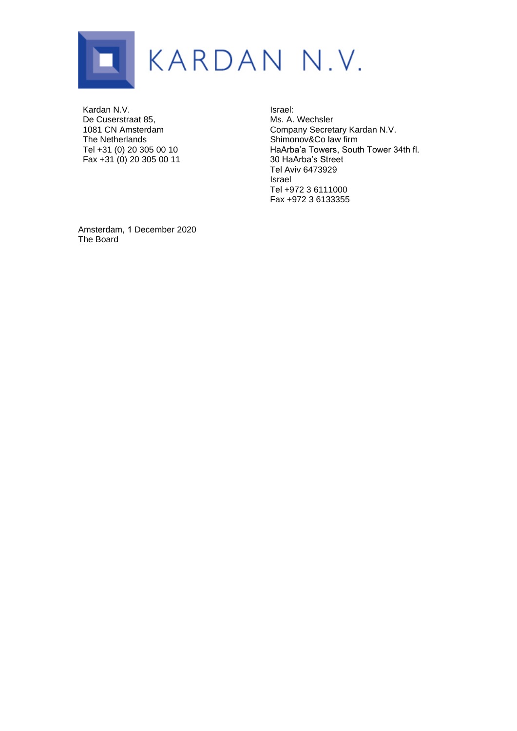KARDAN N.V.

Kardan N.V.
De Cuserstraat 85,
1081 CN Amsterdam
The Netherlands
Tel +31 (0) 20 305 00 10
Fax +31 (0) 20 305 00 11

Israel:
Ms. A. Wechsler
Company Secretary Kardan N.V.
Shimonov&Co law firm
HaArba'a Towers, South Tower 34th fl.
30 HaArba's Street
Tel Aviv 6473929
Israel
Tel +972 3 6111000
Fax +972 3 6133355

Amsterdam, 1 December 2020
The Board